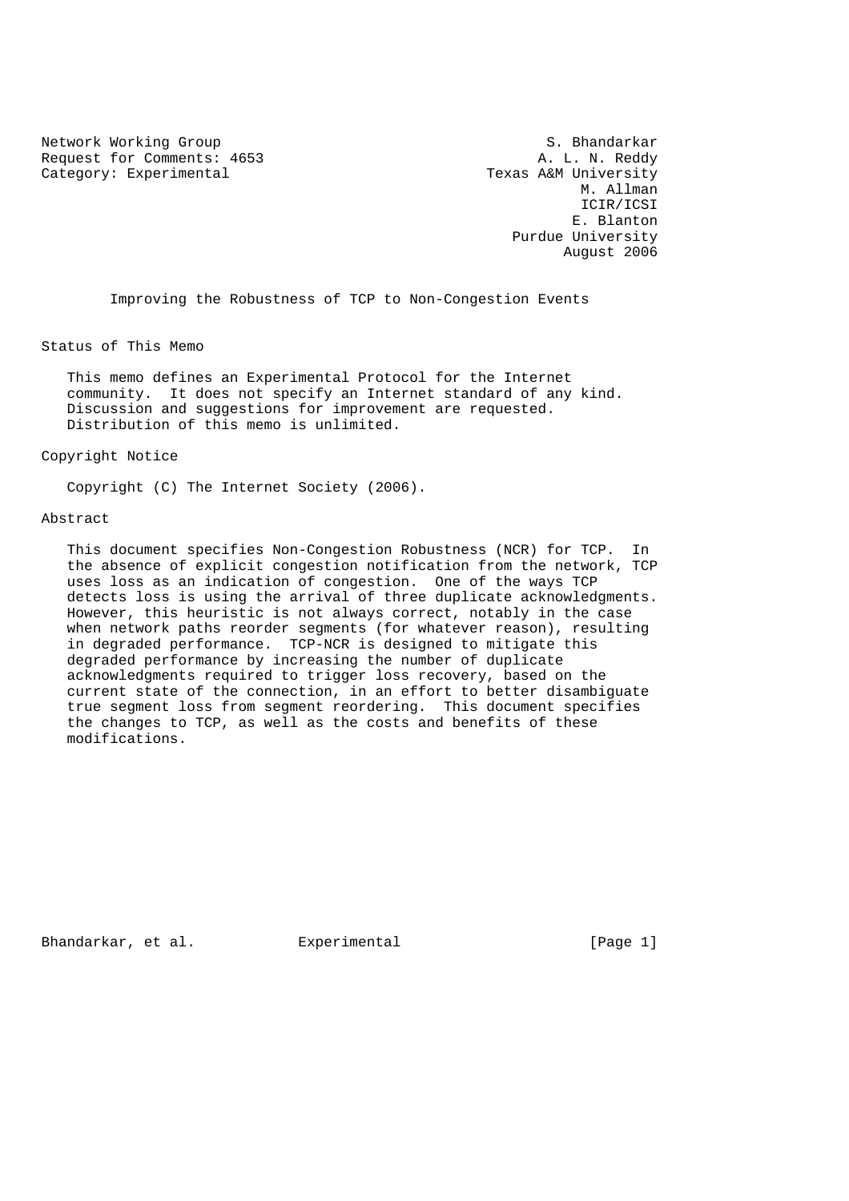Network Working Group S. Bhandarkar
Request for Comments: 4653 A. L. N. Reddy
Category: Experimental Texas A&M University
M. Allman
ICIR/ICSI
E. Blanton
Purdue University
August 2006

# Improving the Robustness of TCP to Non-Congestion Events

## Status of This Memo

This memo defines an Experimental Protocol for the Internet community. It does not specify an Internet standard of any kind. Discussion and suggestions for improvement are requested. Distribution of this memo is unlimited.

## Copyright Notice

Copyright (C) The Internet Society (2006).

## Abstract

This document specifies Non-Congestion Robustness (NCR) for TCP. In the absence of explicit congestion notification from the network, TCP uses loss as an indication of congestion. One of the ways TCP detects loss is using the arrival of three duplicate acknowledgments. However, this heuristic is not always correct, notably in the case when network paths reorder segments (for whatever reason), resulting in degraded performance. TCP-NCR is designed to mitigate this degraded performance by increasing the number of duplicate acknowledgments required to trigger loss recovery, based on the current state of the connection, in an effort to better disambiguate true segment loss from segment reordering. This document specifies the changes to TCP, as well as the costs and benefits of these modifications.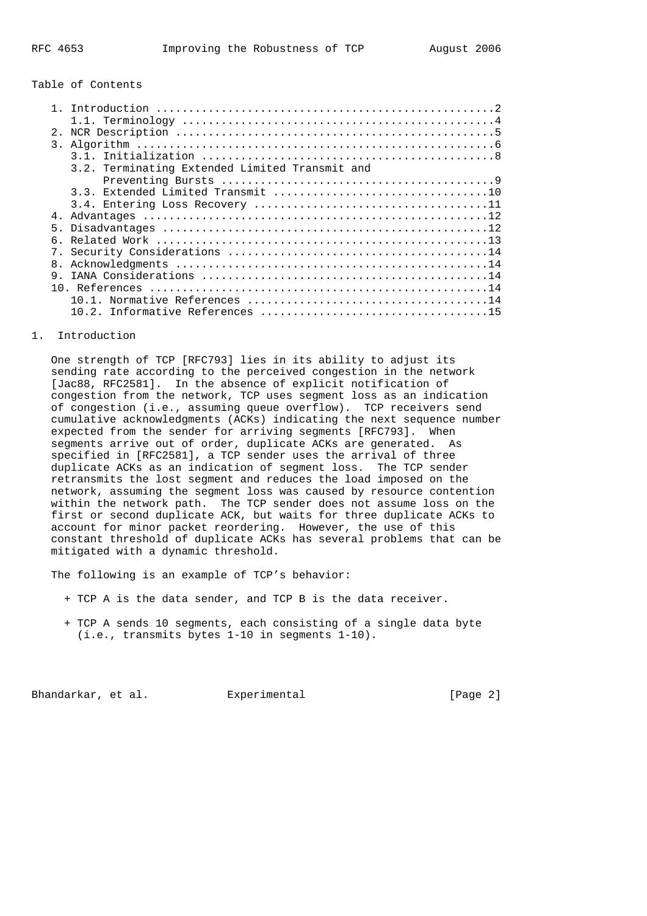Table of Contents

1. Introduction ....................................................2
   1.1. Terminology ................................................4
2. NCR Description .................................................5
3. Algorithm .......................................................6
   3.1. Initialization .............................................8
   3.2. Terminating Extended Limited Transmit and Preventing Bursts .........................................9
   3.3. Extended Limited Transmit .................................10
   3.4. Entering Loss Recovery ....................................11
4. Advantages .....................................................12
5. Disadvantages ..................................................12
6. Related Work ...................................................13
7. Security Considerations ........................................14
8. Acknowledgments ................................................14
9. IANA Considerations ............................................14
10. References ....................................................14
   10.1. Normative References .....................................14
   10.2. Informative References ...................................15

# 1. Introduction

One strength of TCP [RFC793] lies in its ability to adjust its sending rate according to the perceived congestion in the network [Jac88, RFC2581]. In the absence of explicit notification of congestion from the network, TCP uses segment loss as an indication of congestion (i.e., assuming queue overflow). TCP receivers send cumulative acknowledgments (ACKs) indicating the next sequence number expected from the sender for arriving segments [RFC793]. When segments arrive out of order, duplicate ACKs are generated. As specified in [RFC2581], a TCP sender uses the arrival of three duplicate ACKs as an indication of segment loss. The TCP sender retransmits the lost segment and reduces the load imposed on the network, assuming the segment loss was caused by resource contention within the network path. The TCP sender does not assume loss on the first or second duplicate ACK, but waits for three duplicate ACKs to account for minor packet reordering. However, the use of this constant threshold of duplicate ACKs has several problems that can be mitigated with a dynamic threshold.

The following is an example of TCP's behavior:

+ TCP A is the data sender, and TCP B is the data receiver.

+ TCP A sends 10 segments, each consisting of a single data byte (i.e., transmits bytes 1-10 in segments 1-10).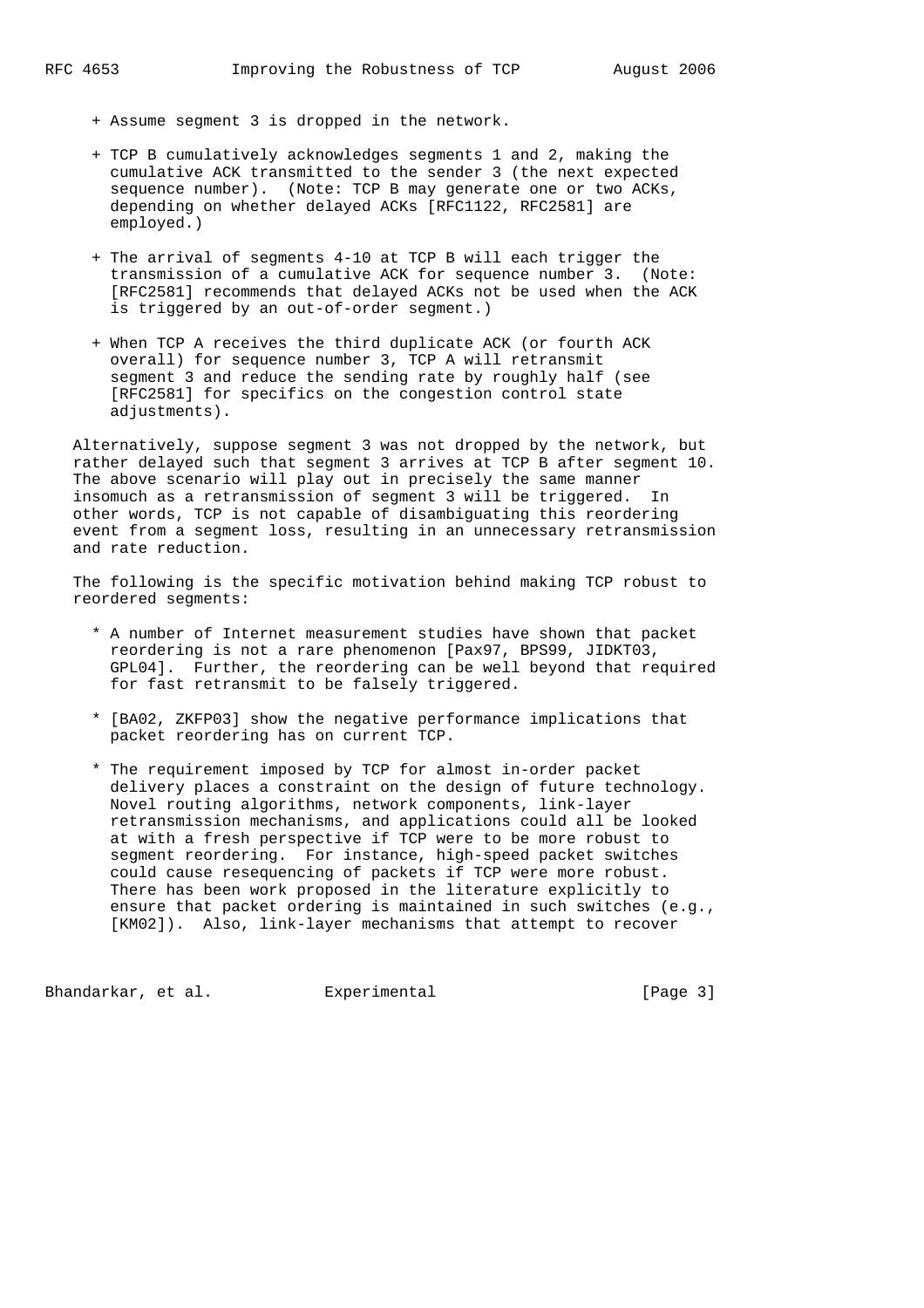+ Assume segment 3 is dropped in the network.

+ TCP B cumulatively acknowledges segments 1 and 2, making the cumulative ACK transmitted to the sender 3 (the next expected sequence number). (Note: TCP B may generate one or two ACKs, depending on whether delayed ACKs [RFC1122, RFC2581] are employed.)

+ The arrival of segments 4-10 at TCP B will each trigger the transmission of a cumulative ACK for sequence number 3. (Note: [RFC2581] recommends that delayed ACKs not be used when the ACK is triggered by an out-of-order segment.)

+ When TCP A receives the third duplicate ACK (or fourth ACK overall) for sequence number 3, TCP A will retransmit segment 3 and reduce the sending rate by roughly half (see [RFC2581] for specifics on the congestion control state adjustments).

Alternatively, suppose segment 3 was not dropped by the network, but rather delayed such that segment 3 arrives at TCP B after segment 10. The above scenario will play out in precisely the same manner insomuch as a retransmission of segment 3 will be triggered. In other words, TCP is not capable of disambiguating this reordering event from a segment loss, resulting in an unnecessary retransmission and rate reduction.

The following is the specific motivation behind making TCP robust to reordered segments:

* A number of Internet measurement studies have shown that packet reordering is not a rare phenomenon [Pax97, BPS99, JIDKT03, GPL04]. Further, the reordering can be well beyond that required for fast retransmit to be falsely triggered.

* [BA02, ZKFP03] show the negative performance implications that packet reordering has on current TCP.

* The requirement imposed by TCP for almost in-order packet delivery places a constraint on the design of future technology. Novel routing algorithms, network components, link-layer retransmission mechanisms, and applications could all be looked at with a fresh perspective if TCP were to be more robust to segment reordering. For instance, high-speed packet switches could cause resequencing of packets if TCP were more robust. There has been work proposed in the literature explicitly to ensure that packet ordering is maintained in such switches (e.g., [KM02]). Also, link-layer mechanisms that attempt to recover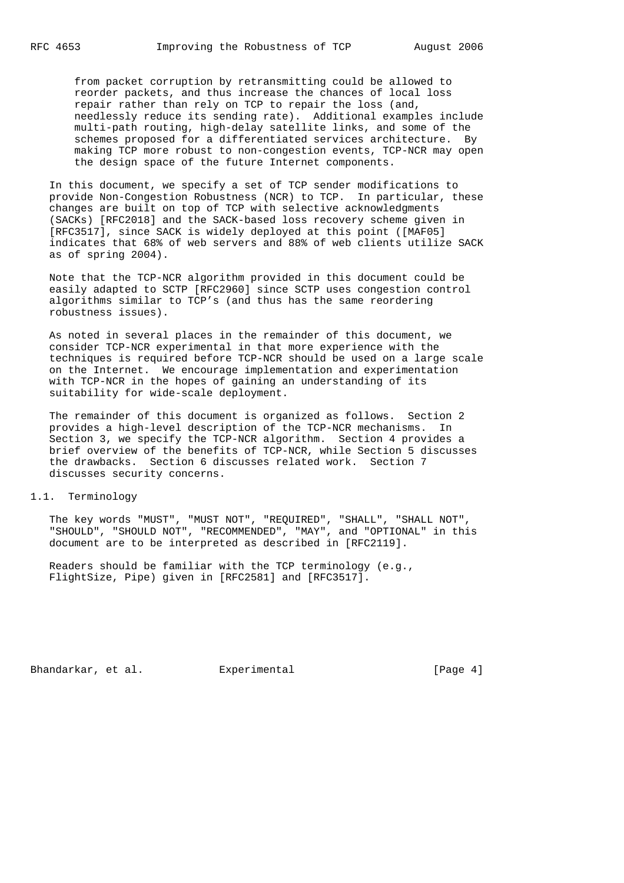from packet corruption by retransmitting could be allowed to reorder packets, and thus increase the chances of local loss repair rather than rely on TCP to repair the loss (and, needlessly reduce its sending rate). Additional examples include multi-path routing, high-delay satellite links, and some of the schemes proposed for a differentiated services architecture. By making TCP more robust to non-congestion events, TCP-NCR may open the design space of the future Internet components.

In this document, we specify a set of TCP sender modifications to provide Non-Congestion Robustness (NCR) to TCP. In particular, these changes are built on top of TCP with selective acknowledgments (SACKs) [RFC2018] and the SACK-based loss recovery scheme given in [RFC3517], since SACK is widely deployed at this point ([MAF05] indicates that 68% of web servers and 88% of web clients utilize SACK as of spring 2004).

Note that the TCP-NCR algorithm provided in this document could be easily adapted to SCTP [RFC2960] since SCTP uses congestion control algorithms similar to TCP's (and thus has the same reordering robustness issues).

As noted in several places in the remainder of this document, we consider TCP-NCR experimental in that more experience with the techniques is required before TCP-NCR should be used on a large scale on the Internet. We encourage implementation and experimentation with TCP-NCR in the hopes of gaining an understanding of its suitability for wide-scale deployment.

The remainder of this document is organized as follows. Section 2 provides a high-level description of the TCP-NCR mechanisms. In Section 3, we specify the TCP-NCR algorithm. Section 4 provides a brief overview of the benefits of TCP-NCR, while Section 5 discusses the drawbacks. Section 6 discusses related work. Section 7 discusses security concerns.

## 1.1. Terminology

The key words "MUST", "MUST NOT", "REQUIRED", "SHALL", "SHALL NOT", "SHOULD", "SHOULD NOT", "RECOMMENDED", "MAY", and "OPTIONAL" in this document are to be interpreted as described in [RFC2119].

Readers should be familiar with the TCP terminology (e.g., FlightSize, Pipe) given in [RFC2581] and [RFC3517].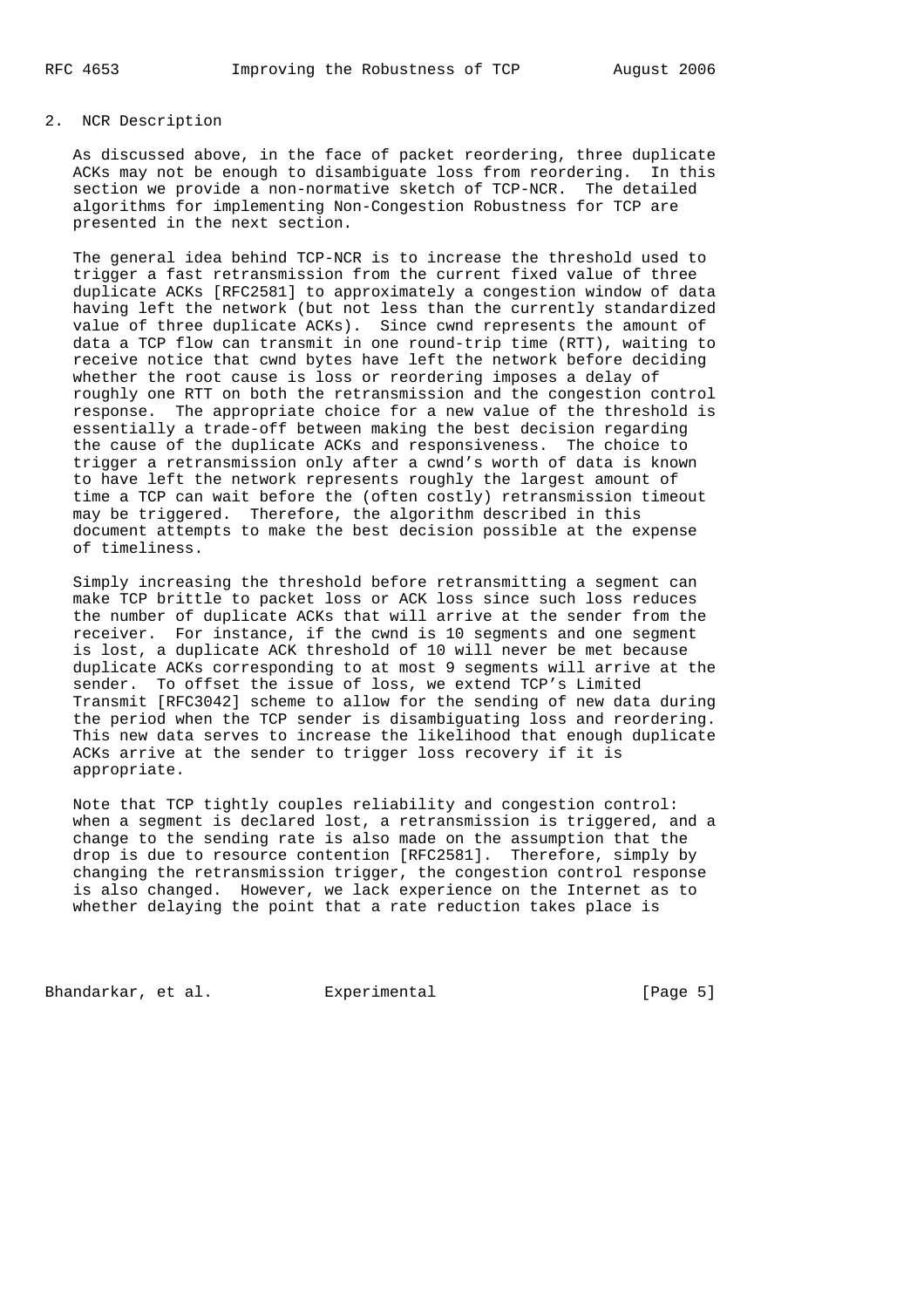## 2. NCR Description

As discussed above, in the face of packet reordering, three duplicate ACKs may not be enough to disambiguate loss from reordering. In this section we provide a non-normative sketch of TCP-NCR. The detailed algorithms for implementing Non-Congestion Robustness for TCP are presented in the next section.

The general idea behind TCP-NCR is to increase the threshold used to trigger a fast retransmission from the current fixed value of three duplicate ACKs [RFC2581] to approximately a congestion window of data having left the network (but not less than the currently standardized value of three duplicate ACKs). Since cwnd represents the amount of data a TCP flow can transmit in one round-trip time (RTT), waiting to receive notice that cwnd bytes have left the network before deciding whether the root cause is loss or reordering imposes a delay of roughly one RTT on both the retransmission and the congestion control response. The appropriate choice for a new value of the threshold is essentially a trade-off between making the best decision regarding the cause of the duplicate ACKs and responsiveness. The choice to trigger a retransmission only after a cwnd's worth of data is known to have left the network represents roughly the largest amount of time a TCP can wait before the (often costly) retransmission timeout may be triggered. Therefore, the algorithm described in this document attempts to make the best decision possible at the expense of timeliness.

Simply increasing the threshold before retransmitting a segment can make TCP brittle to packet loss or ACK loss since such loss reduces the number of duplicate ACKs that will arrive at the sender from the receiver. For instance, if the cwnd is 10 segments and one segment is lost, a duplicate ACK threshold of 10 will never be met because duplicate ACKs corresponding to at most 9 segments will arrive at the sender. To offset the issue of loss, we extend TCP's Limited Transmit [RFC3042] scheme to allow for the sending of new data during the period when the TCP sender is disambiguating loss and reordering. This new data serves to increase the likelihood that enough duplicate ACKs arrive at the sender to trigger loss recovery if it is appropriate.

Note that TCP tightly couples reliability and congestion control: when a segment is declared lost, a retransmission is triggered, and a change to the sending rate is also made on the assumption that the drop is due to resource contention [RFC2581]. Therefore, simply by changing the retransmission trigger, the congestion control response is also changed. However, we lack experience on the Internet as to whether delaying the point that a rate reduction takes place is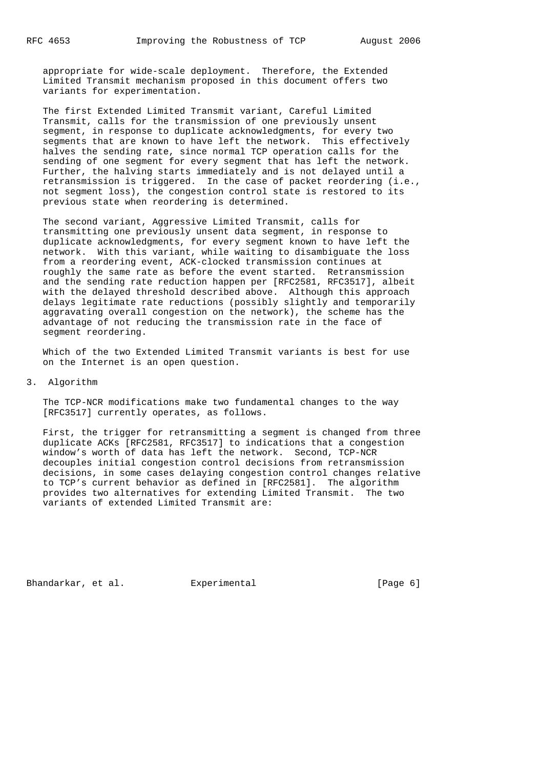appropriate for wide-scale deployment. Therefore, the Extended Limited Transmit mechanism proposed in this document offers two variants for experimentation.

The first Extended Limited Transmit variant, Careful Limited Transmit, calls for the transmission of one previously unsent segment, in response to duplicate acknowledgments, for every two segments that are known to have left the network. This effectively halves the sending rate, since normal TCP operation calls for the sending of one segment for every segment that has left the network. Further, the halving starts immediately and is not delayed until a retransmission is triggered. In the case of packet reordering (i.e., not segment loss), the congestion control state is restored to its previous state when reordering is determined.

The second variant, Aggressive Limited Transmit, calls for transmitting one previously unsent data segment, in response to duplicate acknowledgments, for every segment known to have left the network. With this variant, while waiting to disambiguate the loss from a reordering event, ACK-clocked transmission continues at roughly the same rate as before the event started. Retransmission and the sending rate reduction happen per [RFC2581, RFC3517], albeit with the delayed threshold described above. Although this approach delays legitimate rate reductions (possibly slightly and temporarily aggravating overall congestion on the network), the scheme has the advantage of not reducing the transmission rate in the face of segment reordering.

Which of the two Extended Limited Transmit variants is best for use on the Internet is an open question.

## 3. Algorithm

The TCP-NCR modifications make two fundamental changes to the way [RFC3517] currently operates, as follows.

First, the trigger for retransmitting a segment is changed from three duplicate ACKs [RFC2581, RFC3517] to indications that a congestion window's worth of data has left the network. Second, TCP-NCR decouples initial congestion control decisions from retransmission decisions, in some cases delaying congestion control changes relative to TCP's current behavior as defined in [RFC2581]. The algorithm provides two alternatives for extending Limited Transmit. The two variants of extended Limited Transmit are: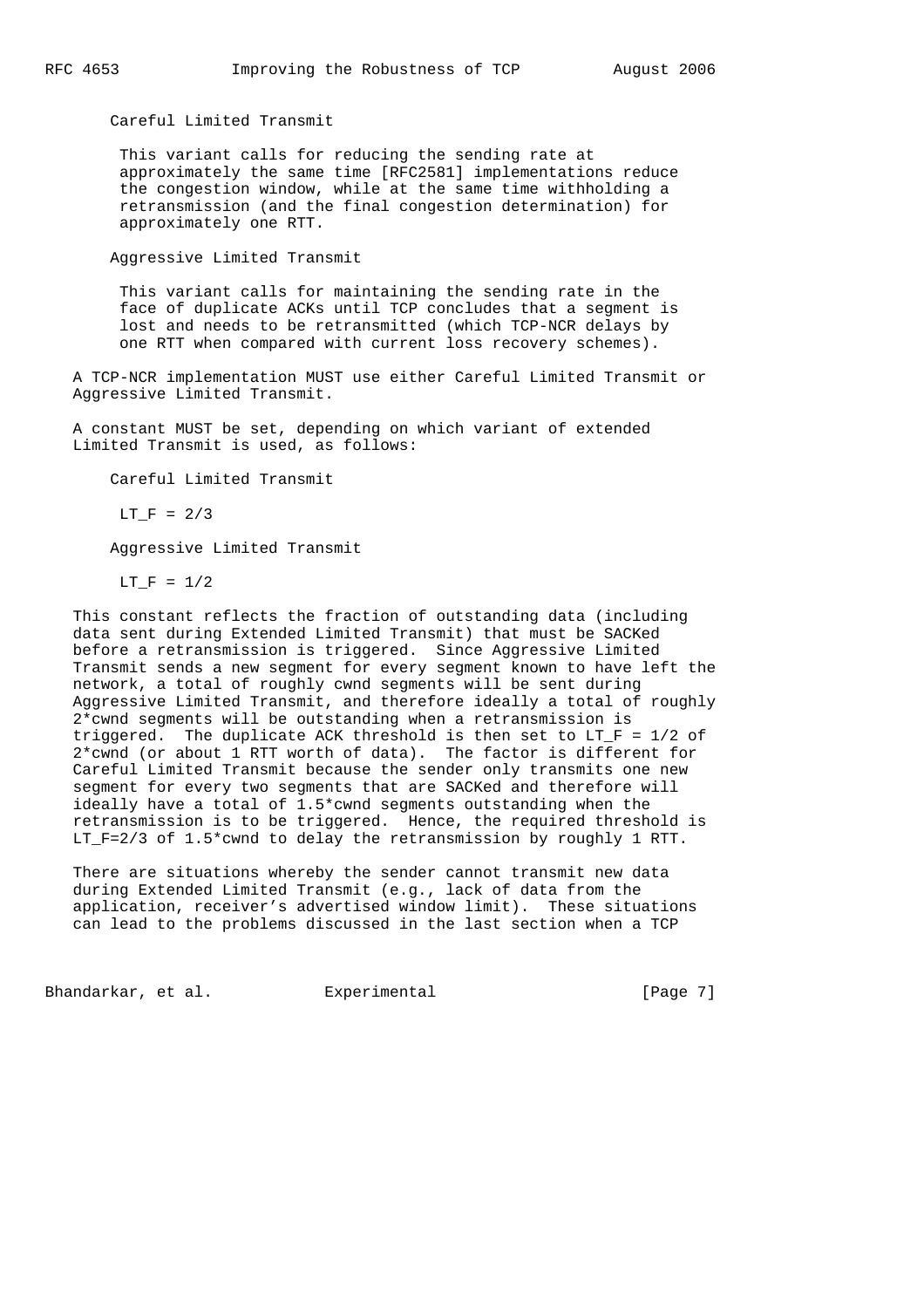Careful Limited Transmit

This variant calls for reducing the sending rate at approximately the same time [RFC2581] implementations reduce the congestion window, while at the same time withholding a retransmission (and the final congestion determination) for approximately one RTT.

Aggressive Limited Transmit

This variant calls for maintaining the sending rate in the face of duplicate ACKs until TCP concludes that a segment is lost and needs to be retransmitted (which TCP-NCR delays by one RTT when compared with current loss recovery schemes).

A TCP-NCR implementation MUST use either Careful Limited Transmit or Aggressive Limited Transmit.

A constant MUST be set, depending on which variant of extended Limited Transmit is used, as follows:

Careful Limited Transmit

$LT\_F = 2/3$

Aggressive Limited Transmit

$LT\_F = 1/2$

This constant reflects the fraction of outstanding data (including data sent during Extended Limited Transmit) that must be SACKed before a retransmission is triggered. Since Aggressive Limited Transmit sends a new segment for every segment known to have left the network, a total of roughly cwnd segments will be sent during Aggressive Limited Transmit, and therefore ideally a total of roughly 2*cwnd segments will be outstanding when a retransmission is triggered. The duplicate ACK threshold is then set to $LT\_F = 1/2$ of 2*cwnd (or about 1 RTT worth of data). The factor is different for Careful Limited Transmit because the sender only transmits one new segment for every two segments that are SACKed and therefore will ideally have a total of 1.5*cwnd segments outstanding when the retransmission is to be triggered. Hence, the required threshold is $LT\_F=2/3$ of 1.5*cwnd to delay the retransmission by roughly 1 RTT.

There are situations whereby the sender cannot transmit new data during Extended Limited Transmit (e.g., lack of data from the application, receiver's advertised window limit). These situations can lead to the problems discussed in the last section when a TCP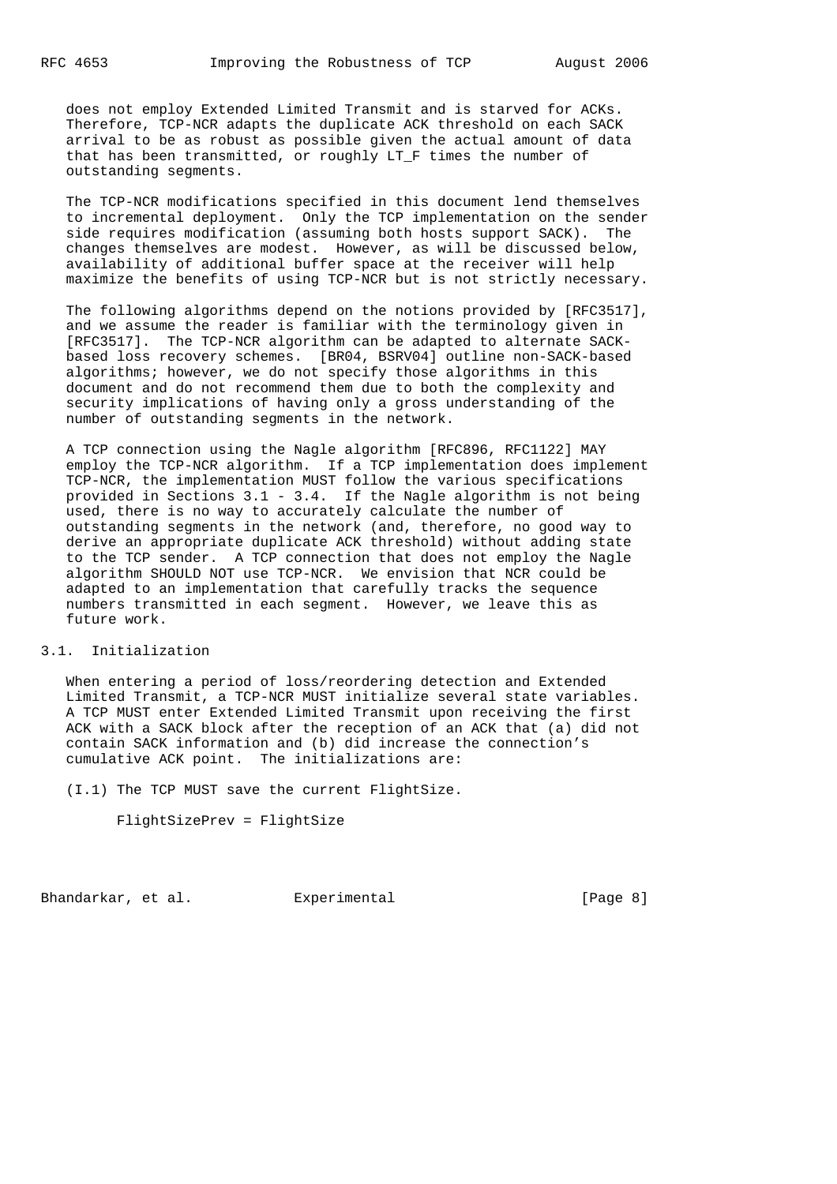does not employ Extended Limited Transmit and is starved for ACKs. Therefore, TCP-NCR adapts the duplicate ACK threshold on each SACK arrival to be as robust as possible given the actual amount of data that has been transmitted, or roughly LT_F times the number of outstanding segments.

The TCP-NCR modifications specified in this document lend themselves to incremental deployment. Only the TCP implementation on the sender side requires modification (assuming both hosts support SACK). The changes themselves are modest. However, as will be discussed below, availability of additional buffer space at the receiver will help maximize the benefits of using TCP-NCR but is not strictly necessary.

The following algorithms depend on the notions provided by [RFC3517], and we assume the reader is familiar with the terminology given in [RFC3517]. The TCP-NCR algorithm can be adapted to alternate SACK-based loss recovery schemes. [BR04, BSRV04] outline non-SACK-based algorithms; however, we do not specify those algorithms in this document and do not recommend them due to both the complexity and security implications of having only a gross understanding of the number of outstanding segments in the network.

A TCP connection using the Nagle algorithm [RFC896, RFC1122] MAY employ the TCP-NCR algorithm. If a TCP implementation does implement TCP-NCR, the implementation MUST follow the various specifications provided in Sections 3.1 - 3.4. If the Nagle algorithm is not being used, there is no way to accurately calculate the number of outstanding segments in the network (and, therefore, no good way to derive an appropriate duplicate ACK threshold) without adding state to the TCP sender. A TCP connection that does not employ the Nagle algorithm SHOULD NOT use TCP-NCR. We envision that NCR could be adapted to an implementation that carefully tracks the sequence numbers transmitted in each segment. However, we leave this as future work.

## 3.1. Initialization

When entering a period of loss/reordering detection and Extended Limited Transmit, a TCP-NCR MUST initialize several state variables. A TCP MUST enter Extended Limited Transmit upon receiving the first ACK with a SACK block after the reception of an ACK that (a) did not contain SACK information and (b) did increase the connection's cumulative ACK point. The initializations are:

(I.1) The TCP MUST save the current FlightSize.

```
FlightSizePrev = FlightSize
```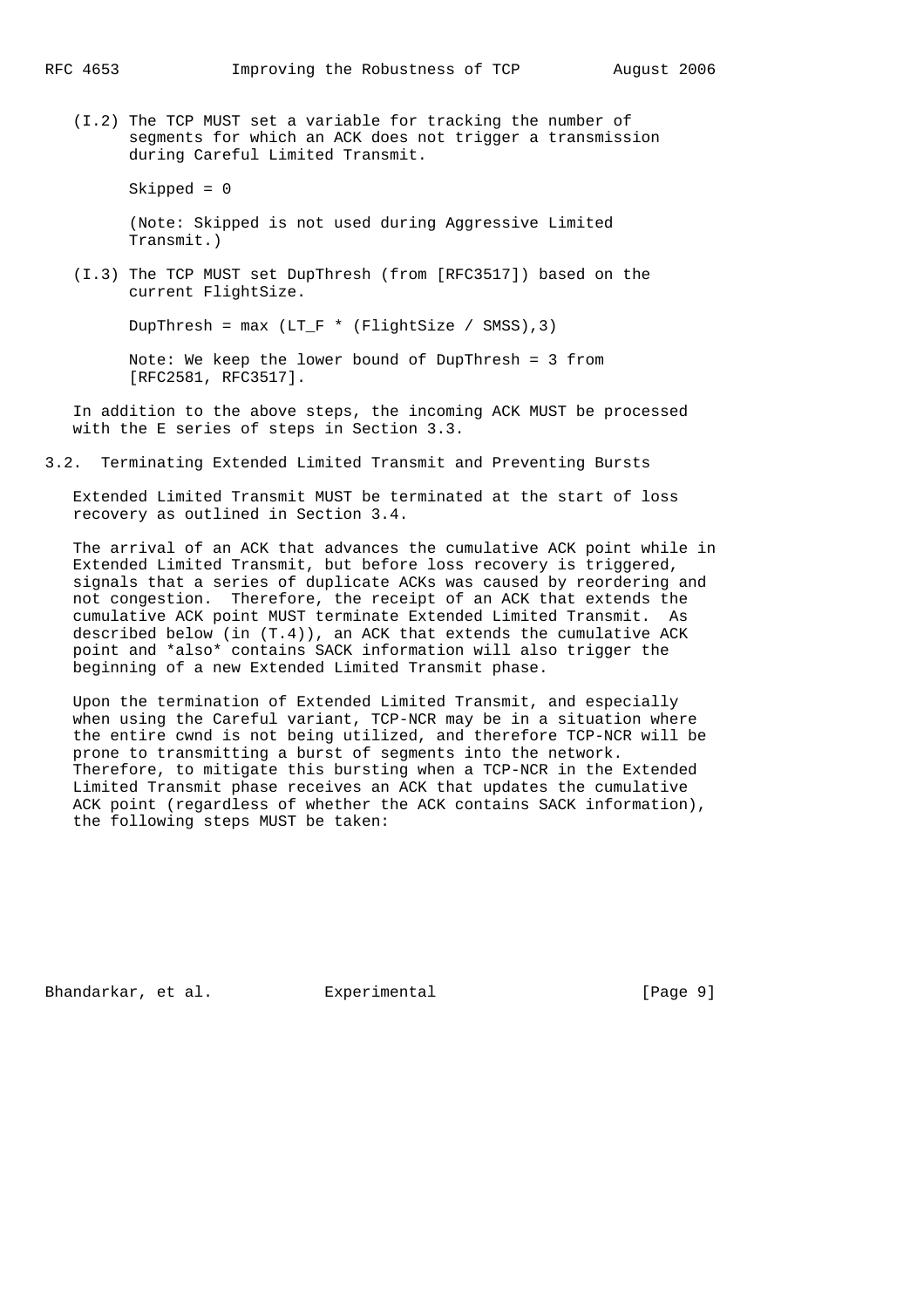(I.2) The TCP MUST set a variable for tracking the number of segments for which an ACK does not trigger a transmission during Careful Limited Transmit.

```
Skipped = 0
```

(Note: Skipped is not used during Aggressive Limited Transmit.)

(I.3) The TCP MUST set DupThresh (from [RFC3517]) based on the current FlightSize.

```
DupThresh = max (LT_F * (FlightSize / SMSS),3)
```

Note: We keep the lower bound of DupThresh = 3 from [RFC2581, RFC3517].

In addition to the above steps, the incoming ACK MUST be processed with the E series of steps in Section 3.3.

## 3.2. Terminating Extended Limited Transmit and Preventing Bursts

Extended Limited Transmit MUST be terminated at the start of loss recovery as outlined in Section 3.4.

The arrival of an ACK that advances the cumulative ACK point while in Extended Limited Transmit, but before loss recovery is triggered, signals that a series of duplicate ACKs was caused by reordering and not congestion. Therefore, the receipt of an ACK that extends the cumulative ACK point MUST terminate Extended Limited Transmit. As described below (in (T.4)), an ACK that extends the cumulative ACK point and *also* contains SACK information will also trigger the beginning of a new Extended Limited Transmit phase.

Upon the termination of Extended Limited Transmit, and especially when using the Careful variant, TCP-NCR may be in a situation where the entire cwnd is not being utilized, and therefore TCP-NCR will be prone to transmitting a burst of segments into the network. Therefore, to mitigate this bursting when a TCP-NCR in the Extended Limited Transmit phase receives an ACK that updates the cumulative ACK point (regardless of whether the ACK contains SACK information), the following steps MUST be taken: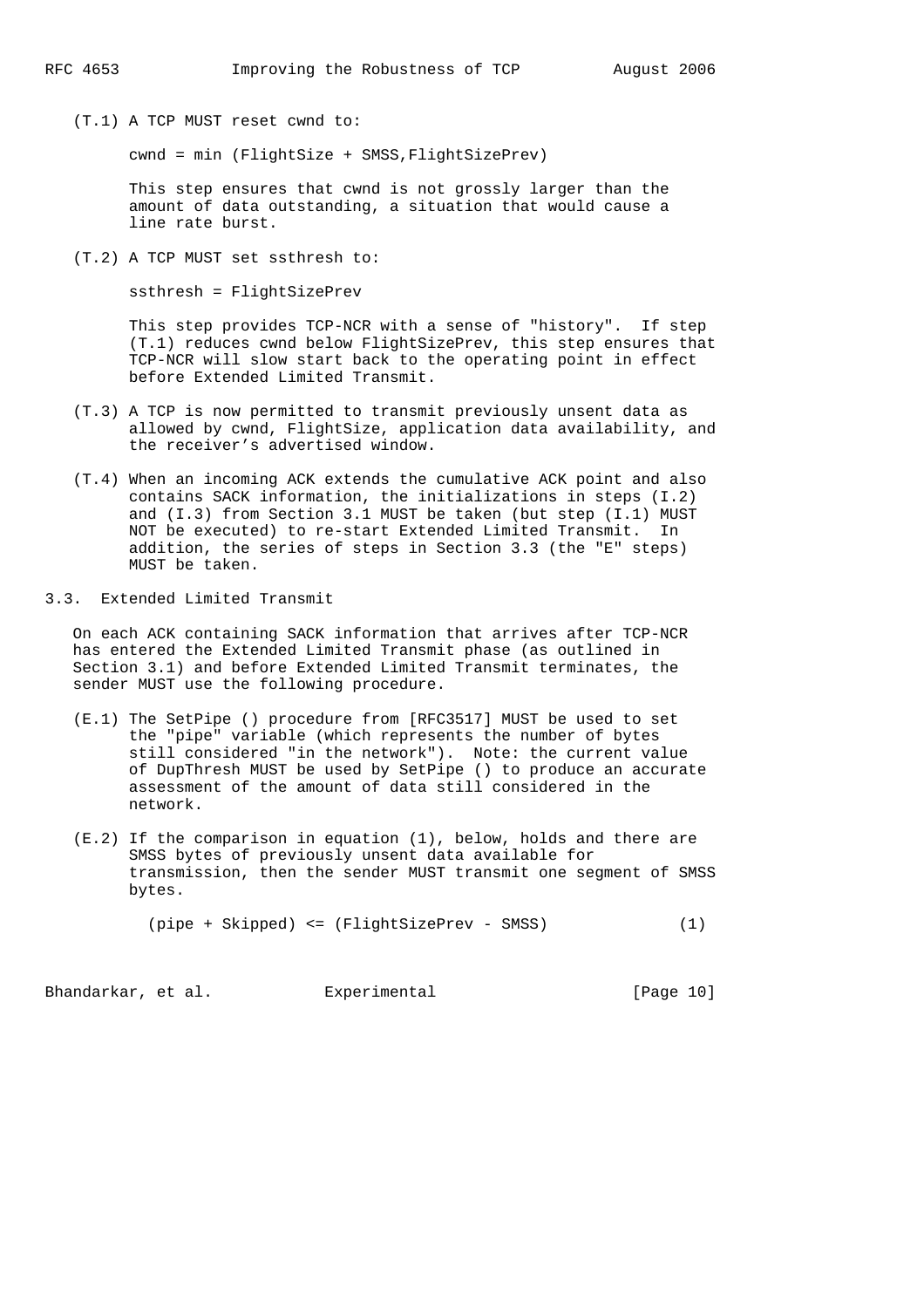(T.1) A TCP MUST reset cwnd to:

$$cwnd = \min (FlightSize + SMSS, FlightSizePrev)$$

This step ensures that cwnd is not grossly larger than the amount of data outstanding, a situation that would cause a line rate burst.

(T.2) A TCP MUST set ssthresh to:

$$ssthresh = FlightSizePrev$$

This step provides TCP-NCR with a sense of "history". If step (T.1) reduces cwnd below FlightSizePrev, this step ensures that TCP-NCR will slow start back to the operating point in effect before Extended Limited Transmit.

(T.3) A TCP is now permitted to transmit previously unsent data as allowed by cwnd, FlightSize, application data availability, and the receiver's advertised window.

(T.4) When an incoming ACK extends the cumulative ACK point and also contains SACK information, the initializations in steps (I.2) and (I.3) from Section 3.1 MUST be taken (but step (I.1) MUST NOT be executed) to re-start Extended Limited Transmit. In addition, the series of steps in Section 3.3 (the "E" steps) MUST be taken.

## 3.3. Extended Limited Transmit

On each ACK containing SACK information that arrives after TCP-NCR has entered the Extended Limited Transmit phase (as outlined in Section 3.1) and before Extended Limited Transmit terminates, the sender MUST use the following procedure.

(E.1) The SetPipe () procedure from [RFC3517] MUST be used to set the "pipe" variable (which represents the number of bytes still considered "in the network"). Note: the current value of DupThresh MUST be used by SetPipe () to produce an accurate assessment of the amount of data still considered in the network.

(E.2) If the comparison in equation (1), below, holds and there are SMSS bytes of previously unsent data available for transmission, then the sender MUST transmit one segment of SMSS bytes.

$$(pipe + Skipped) \le (FlightSizePrev - SMSS) \qquad (1)$$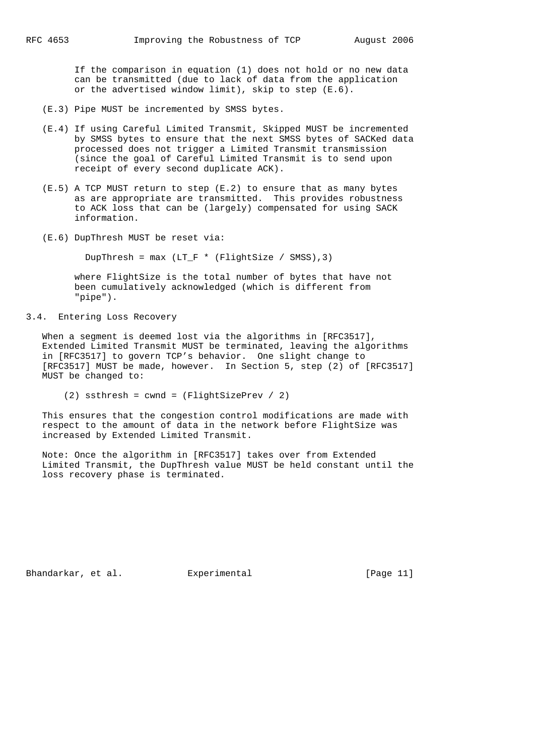If the comparison in equation (1) does not hold or no new data can be transmitted (due to lack of data from the application or the advertised window limit), skip to step (E.6).

(E.3) Pipe MUST be incremented by SMSS bytes.

(E.4) If using Careful Limited Transmit, Skipped MUST be incremented by SMSS bytes to ensure that the next SMSS bytes of SACKed data processed does not trigger a Limited Transmit transmission (since the goal of Careful Limited Transmit is to send upon receipt of every second duplicate ACK).

(E.5) A TCP MUST return to step (E.2) to ensure that as many bytes as are appropriate are transmitted. This provides robustness to ACK loss that can be (largely) compensated for using SACK information.

(E.6) DupThresh MUST be reset via:

$$DupThresh = \max(LT\_F * (FlightSize / SMSS), 3)$$

where FlightSize is the total number of bytes that have not been cumulatively acknowledged (which is different from "pipe").

## 3.4. Entering Loss Recovery

When a segment is deemed lost via the algorithms in [RFC3517], Extended Limited Transmit MUST be terminated, leaving the algorithms in [RFC3517] to govern TCP's behavior. One slight change to [RFC3517] MUST be made, however. In Section 5, step (2) of [RFC3517] MUST be changed to:

(2) ssthresh = cwnd = (FlightSizePrev / 2)

This ensures that the congestion control modifications are made with respect to the amount of data in the network before FlightSize was increased by Extended Limited Transmit.

Note: Once the algorithm in [RFC3517] takes over from Extended Limited Transmit, the DupThresh value MUST be held constant until the loss recovery phase is terminated.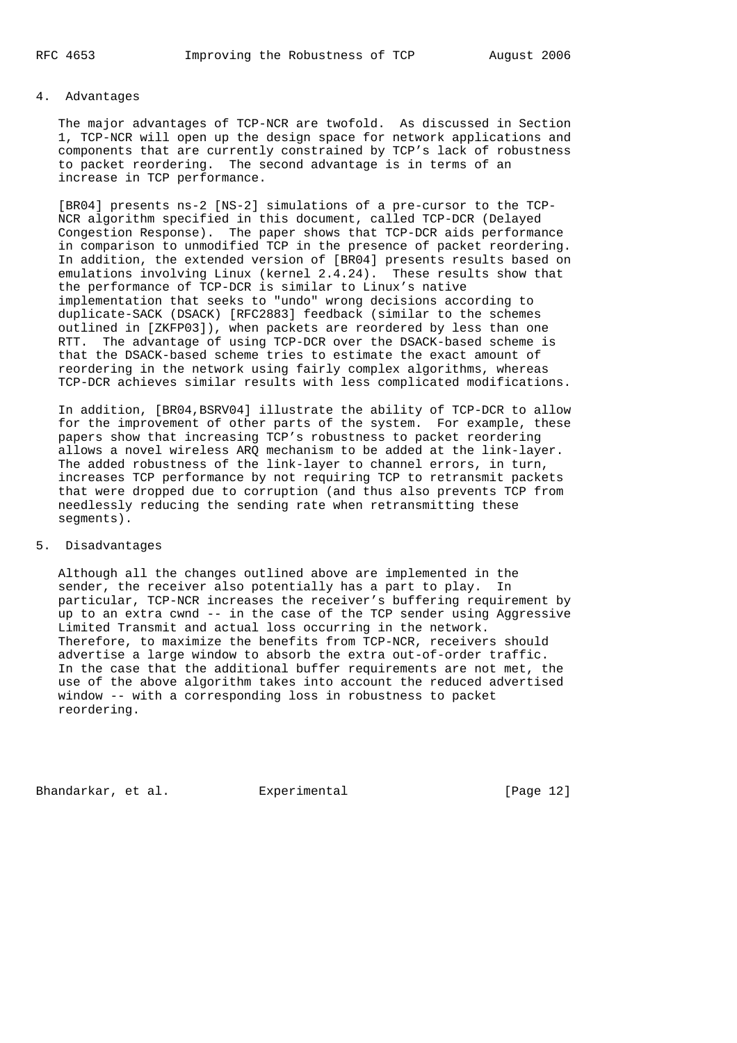## 4. Advantages

The major advantages of TCP-NCR are twofold. As discussed in Section 1, TCP-NCR will open up the design space for network applications and components that are currently constrained by TCP's lack of robustness to packet reordering. The second advantage is in terms of an increase in TCP performance.

[BR04] presents ns-2 [NS-2] simulations of a pre-cursor to the TCP-NCR algorithm specified in this document, called TCP-DCR (Delayed Congestion Response). The paper shows that TCP-DCR aids performance in comparison to unmodified TCP in the presence of packet reordering. In addition, the extended version of [BR04] presents results based on emulations involving Linux (kernel 2.4.24). These results show that the performance of TCP-DCR is similar to Linux's native implementation that seeks to "undo" wrong decisions according to duplicate-SACK (DSACK) [RFC2883] feedback (similar to the schemes outlined in [ZKFP03]), when packets are reordered by less than one RTT. The advantage of using TCP-DCR over the DSACK-based scheme is that the DSACK-based scheme tries to estimate the exact amount of reordering in the network using fairly complex algorithms, whereas TCP-DCR achieves similar results with less complicated modifications.

In addition, [BR04,BSRV04] illustrate the ability of TCP-DCR to allow for the improvement of other parts of the system. For example, these papers show that increasing TCP's robustness to packet reordering allows a novel wireless ARQ mechanism to be added at the link-layer. The added robustness of the link-layer to channel errors, in turn, increases TCP performance by not requiring TCP to retransmit packets that were dropped due to corruption (and thus also prevents TCP from needlessly reducing the sending rate when retransmitting these segments).

## 5. Disadvantages

Although all the changes outlined above are implemented in the sender, the receiver also potentially has a part to play. In particular, TCP-NCR increases the receiver's buffering requirement by up to an extra cwnd -- in the case of the TCP sender using Aggressive Limited Transmit and actual loss occurring in the network. Therefore, to maximize the benefits from TCP-NCR, receivers should advertise a large window to absorb the extra out-of-order traffic. In the case that the additional buffer requirements are not met, the use of the above algorithm takes into account the reduced advertised window -- with a corresponding loss in robustness to packet reordering.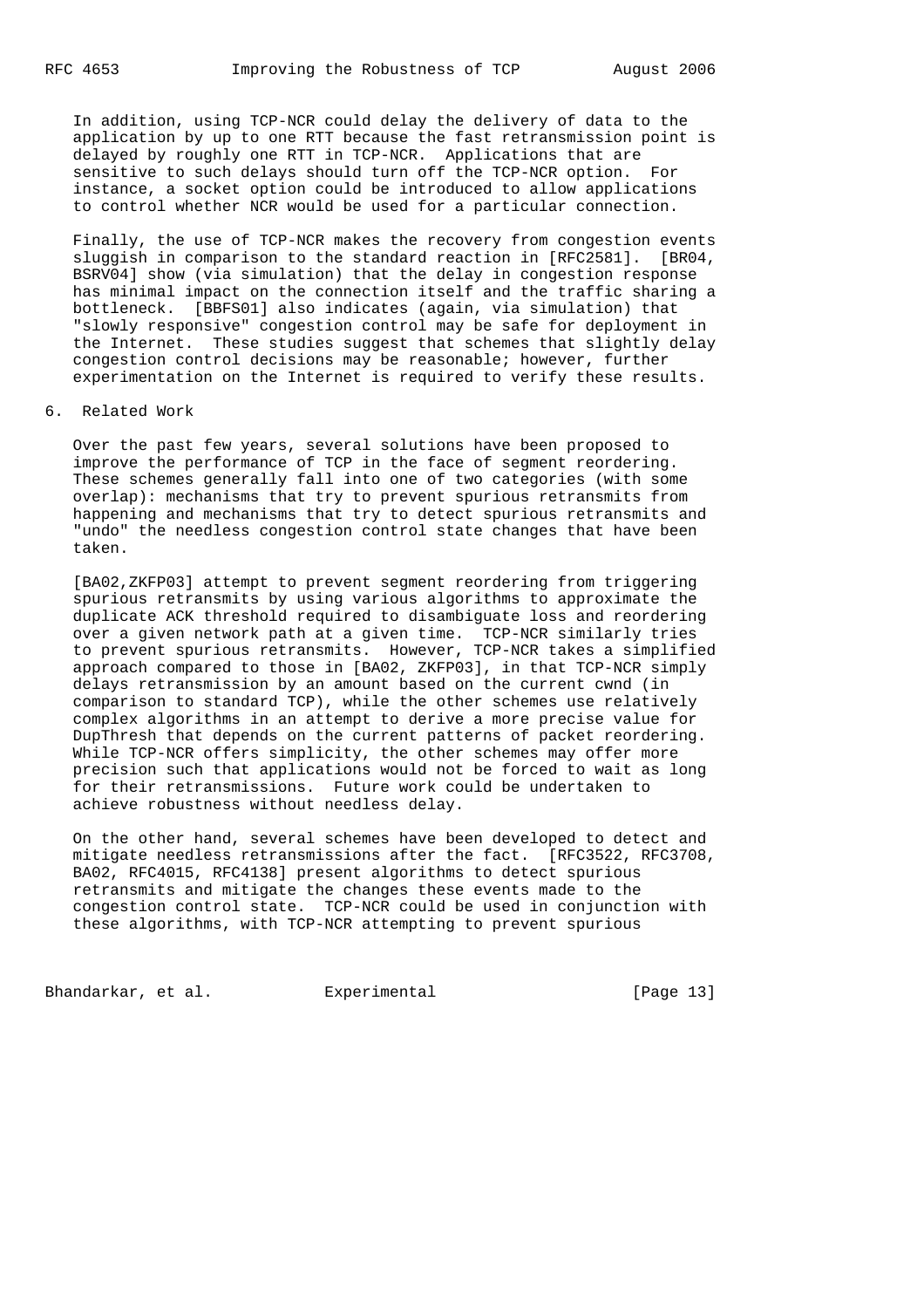In addition, using TCP-NCR could delay the delivery of data to the application by up to one RTT because the fast retransmission point is delayed by roughly one RTT in TCP-NCR. Applications that are sensitive to such delays should turn off the TCP-NCR option. For instance, a socket option could be introduced to allow applications to control whether NCR would be used for a particular connection.

Finally, the use of TCP-NCR makes the recovery from congestion events sluggish in comparison to the standard reaction in [RFC2581]. [BR04, BSRV04] show (via simulation) that the delay in congestion response has minimal impact on the connection itself and the traffic sharing a bottleneck. [BBFS01] also indicates (again, via simulation) that "slowly responsive" congestion control may be safe for deployment in the Internet. These studies suggest that schemes that slightly delay congestion control decisions may be reasonable; however, further experimentation on the Internet is required to verify these results.

## 6. Related Work

Over the past few years, several solutions have been proposed to improve the performance of TCP in the face of segment reordering. These schemes generally fall into one of two categories (with some overlap): mechanisms that try to prevent spurious retransmits from happening and mechanisms that try to detect spurious retransmits and "undo" the needless congestion control state changes that have been taken.

[BA02,ZKFP03] attempt to prevent segment reordering from triggering spurious retransmits by using various algorithms to approximate the duplicate ACK threshold required to disambiguate loss and reordering over a given network path at a given time. TCP-NCR similarly tries to prevent spurious retransmits. However, TCP-NCR takes a simplified approach compared to those in [BA02, ZKFP03], in that TCP-NCR simply delays retransmission by an amount based on the current cwnd (in comparison to standard TCP), while the other schemes use relatively complex algorithms in an attempt to derive a more precise value for DupThresh that depends on the current patterns of packet reordering. While TCP-NCR offers simplicity, the other schemes may offer more precision such that applications would not be forced to wait as long for their retransmissions. Future work could be undertaken to achieve robustness without needless delay.

On the other hand, several schemes have been developed to detect and mitigate needless retransmissions after the fact. [RFC3522, RFC3708, BA02, RFC4015, RFC4138] present algorithms to detect spurious retransmits and mitigate the changes these events made to the congestion control state. TCP-NCR could be used in conjunction with these algorithms, with TCP-NCR attempting to prevent spurious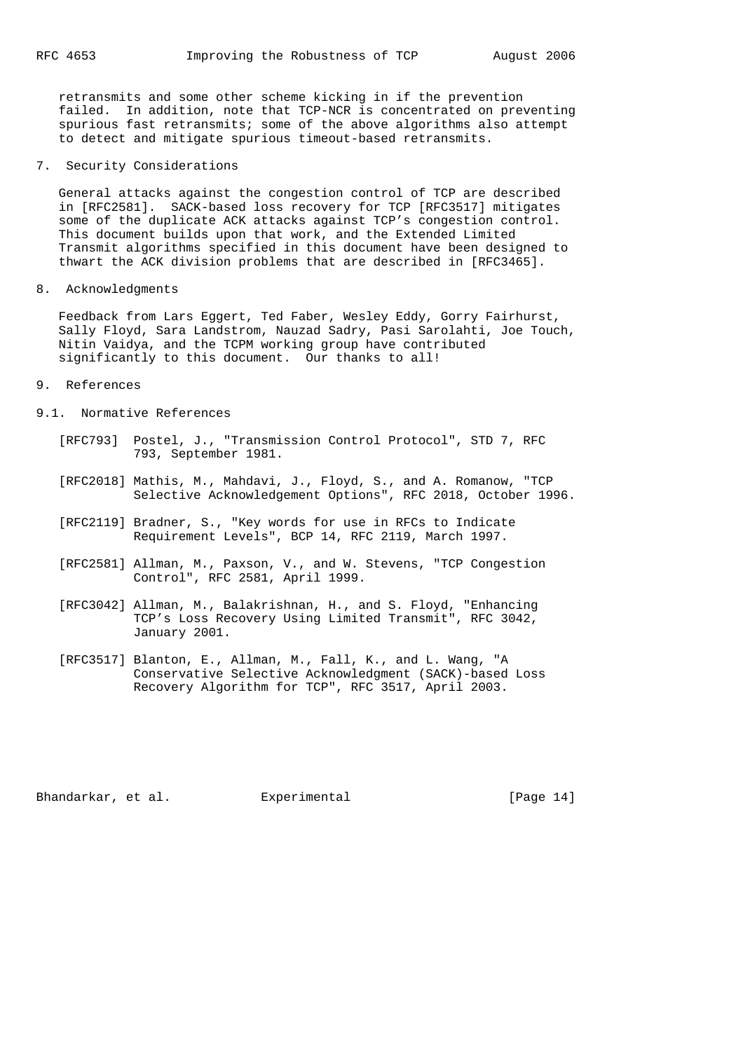retransmits and some other scheme kicking in if the prevention failed. In addition, note that TCP-NCR is concentrated on preventing spurious fast retransmits; some of the above algorithms also attempt to detect and mitigate spurious timeout-based retransmits.

## 7. Security Considerations

General attacks against the congestion control of TCP are described in [RFC2581]. SACK-based loss recovery for TCP [RFC3517] mitigates some of the duplicate ACK attacks against TCP's congestion control. This document builds upon that work, and the Extended Limited Transmit algorithms specified in this document have been designed to thwart the ACK division problems that are described in [RFC3465].

## 8. Acknowledgments

Feedback from Lars Eggert, Ted Faber, Wesley Eddy, Gorry Fairhurst, Sally Floyd, Sara Landstrom, Nauzad Sadry, Pasi Sarolahti, Joe Touch, Nitin Vaidya, and the TCPM working group have contributed significantly to this document. Our thanks to all!

## 9. References

### 9.1. Normative References

[RFC793] Postel, J., "Transmission Control Protocol", STD 7, RFC 793, September 1981.

[RFC2018] Mathis, M., Mahdavi, J., Floyd, S., and A. Romanow, "TCP Selective Acknowledgement Options", RFC 2018, October 1996.

[RFC2119] Bradner, S., "Key words for use in RFCs to Indicate Requirement Levels", BCP 14, RFC 2119, March 1997.

[RFC2581] Allman, M., Paxson, V., and W. Stevens, "TCP Congestion Control", RFC 2581, April 1999.

[RFC3042] Allman, M., Balakrishnan, H., and S. Floyd, "Enhancing TCP's Loss Recovery Using Limited Transmit", RFC 3042, January 2001.

[RFC3517] Blanton, E., Allman, M., Fall, K., and L. Wang, "A Conservative Selective Acknowledgment (SACK)-based Loss Recovery Algorithm for TCP", RFC 3517, April 2003.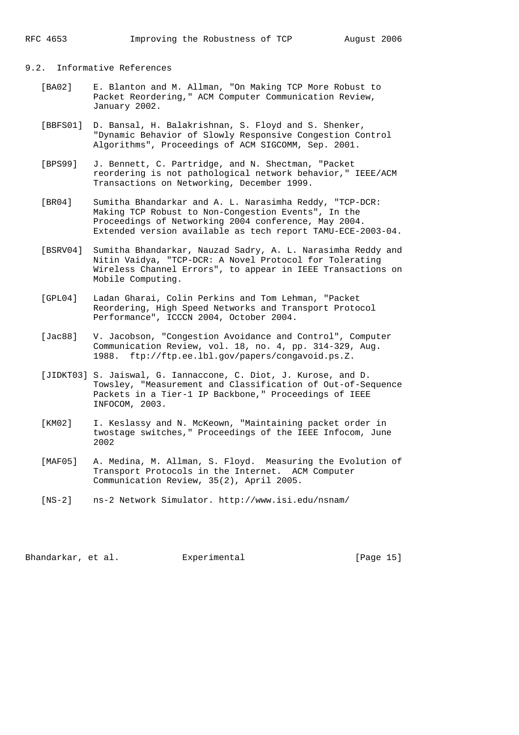## 9.2. Informative References

[BA02] E. Blanton and M. Allman, "On Making TCP More Robust to Packet Reordering," ACM Computer Communication Review, January 2002.

[BBFS01] D. Bansal, H. Balakrishnan, S. Floyd and S. Shenker, "Dynamic Behavior of Slowly Responsive Congestion Control Algorithms", Proceedings of ACM SIGCOMM, Sep. 2001.

[BPS99] J. Bennett, C. Partridge, and N. Shectman, "Packet reordering is not pathological network behavior," IEEE/ACM Transactions on Networking, December 1999.

[BR04] Sumitha Bhandarkar and A. L. Narasimha Reddy, "TCP-DCR: Making TCP Robust to Non-Congestion Events", In the Proceedings of Networking 2004 conference, May 2004. Extended version available as tech report TAMU-ECE-2003-04.

[BSRV04] Sumitha Bhandarkar, Nauzad Sadry, A. L. Narasimha Reddy and Nitin Vaidya, "TCP-DCR: A Novel Protocol for Tolerating Wireless Channel Errors", to appear in IEEE Transactions on Mobile Computing.

[GPL04] Ladan Gharai, Colin Perkins and Tom Lehman, "Packet Reordering, High Speed Networks and Transport Protocol Performance", ICCCN 2004, October 2004.

[Jac88] V. Jacobson, "Congestion Avoidance and Control", Computer Communication Review, vol. 18, no. 4, pp. 314-329, Aug. 1988. ftp://ftp.ee.lbl.gov/papers/congavoid.ps.Z.

[JIDKT03] S. Jaiswal, G. Iannaccone, C. Diot, J. Kurose, and D. Towsley, "Measurement and Classification of Out-of-Sequence Packets in a Tier-1 IP Backbone," Proceedings of IEEE INFOCOM, 2003.

[KM02] I. Keslassy and N. McKeown, "Maintaining packet order in twostage switches," Proceedings of the IEEE Infocom, June 2002

[MAF05] A. Medina, M. Allman, S. Floyd. Measuring the Evolution of Transport Protocols in the Internet. ACM Computer Communication Review, 35(2), April 2005.

[NS-2] ns-2 Network Simulator. http://www.isi.edu/nsnam/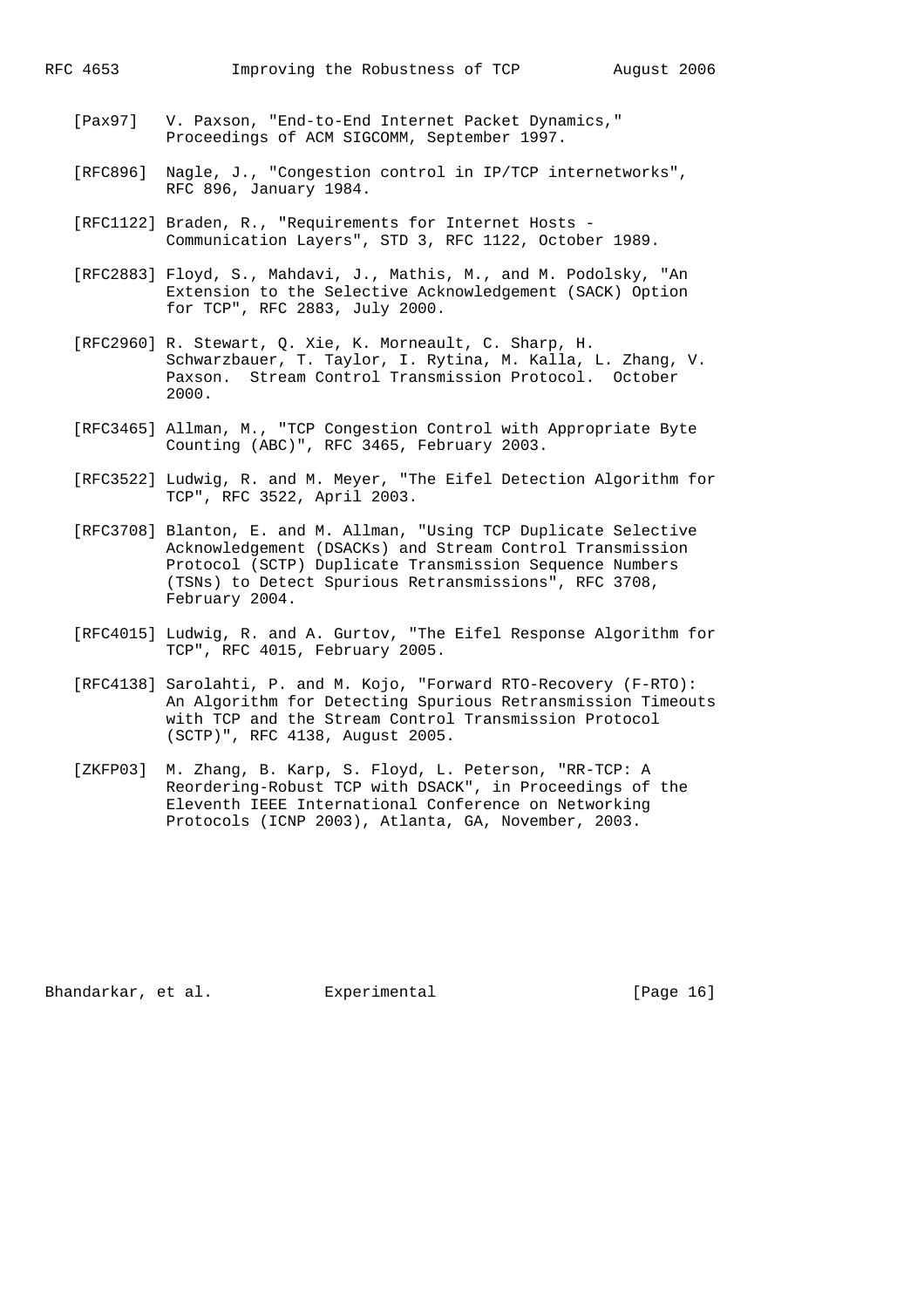[Pax97] V. Paxson, "End-to-End Internet Packet Dynamics," Proceedings of ACM SIGCOMM, September 1997.

[RFC896] Nagle, J., "Congestion control in IP/TCP internetworks", RFC 896, January 1984.

[RFC1122] Braden, R., "Requirements for Internet Hosts - Communication Layers", STD 3, RFC 1122, October 1989.

[RFC2883] Floyd, S., Mahdavi, J., Mathis, M., and M. Podolsky, "An Extension to the Selective Acknowledgement (SACK) Option for TCP", RFC 2883, July 2000.

[RFC2960] R. Stewart, Q. Xie, K. Morneault, C. Sharp, H. Schwarzbauer, T. Taylor, I. Rytina, M. Kalla, L. Zhang, V. Paxson. Stream Control Transmission Protocol. October 2000.

[RFC3465] Allman, M., "TCP Congestion Control with Appropriate Byte Counting (ABC)", RFC 3465, February 2003.

[RFC3522] Ludwig, R. and M. Meyer, "The Eifel Detection Algorithm for TCP", RFC 3522, April 2003.

[RFC3708] Blanton, E. and M. Allman, "Using TCP Duplicate Selective Acknowledgement (DSACKs) and Stream Control Transmission Protocol (SCTP) Duplicate Transmission Sequence Numbers (TSNs) to Detect Spurious Retransmissions", RFC 3708, February 2004.

[RFC4015] Ludwig, R. and A. Gurtov, "The Eifel Response Algorithm for TCP", RFC 4015, February 2005.

[RFC4138] Sarolahti, P. and M. Kojo, "Forward RTO-Recovery (F-RTO): An Algorithm for Detecting Spurious Retransmission Timeouts with TCP and the Stream Control Transmission Protocol (SCTP)", RFC 4138, August 2005.

[ZKFP03] M. Zhang, B. Karp, S. Floyd, L. Peterson, "RR-TCP: A Reordering-Robust TCP with DSACK", in Proceedings of the Eleventh IEEE International Conference on Networking Protocols (ICNP 2003), Atlanta, GA, November, 2003.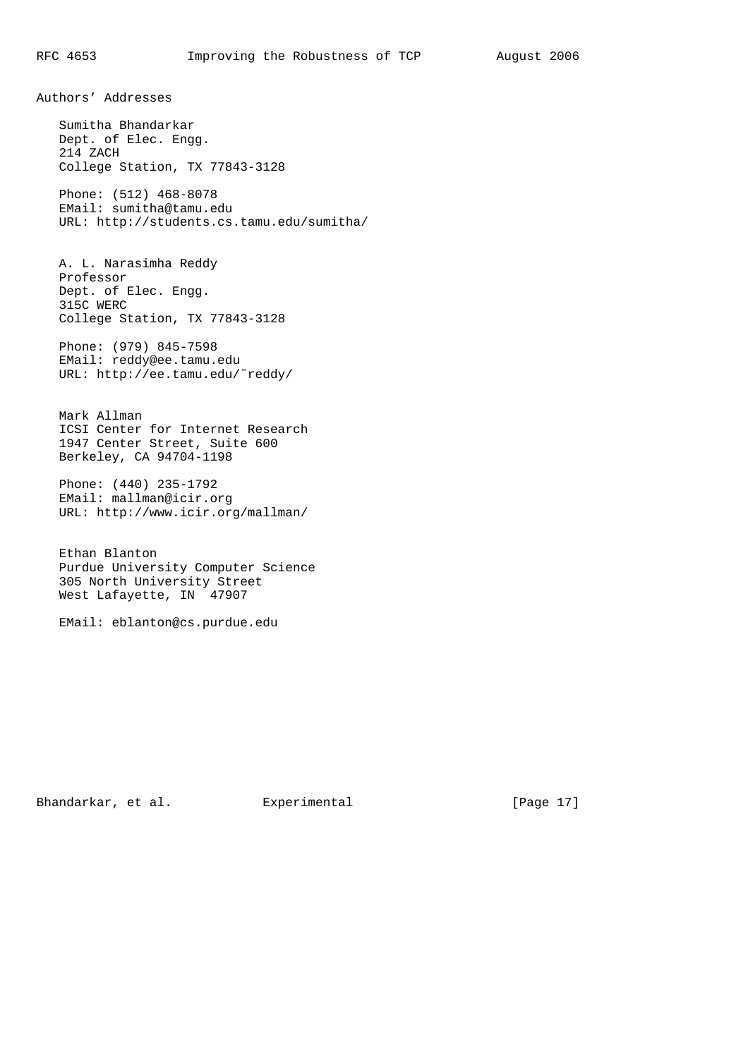## Authors' Addresses

Sumitha Bhandarkar
Dept. of Elec. Engg.
214 ZACH
College Station, TX 77843-3128

Phone: (512) 468-8078
EMail: sumitha@tamu.edu
URL: http://students.cs.tamu.edu/sumitha/

A. L. Narasimha Reddy
Professor
Dept. of Elec. Engg.
315C WERC
College Station, TX 77843-3128

Phone: (979) 845-7598
EMail: reddy@ee.tamu.edu
URL: http://ee.tamu.edu/~reddy/

Mark Allman
ICSI Center for Internet Research
1947 Center Street, Suite 600
Berkeley, CA 94704-1198

Phone: (440) 235-1792
EMail: mallman@icir.org
URL: http://www.icir.org/mallman/

Ethan Blanton
Purdue University Computer Science
305 North University Street
West Lafayette, IN  47907

EMail: eblanton@cs.purdue.edu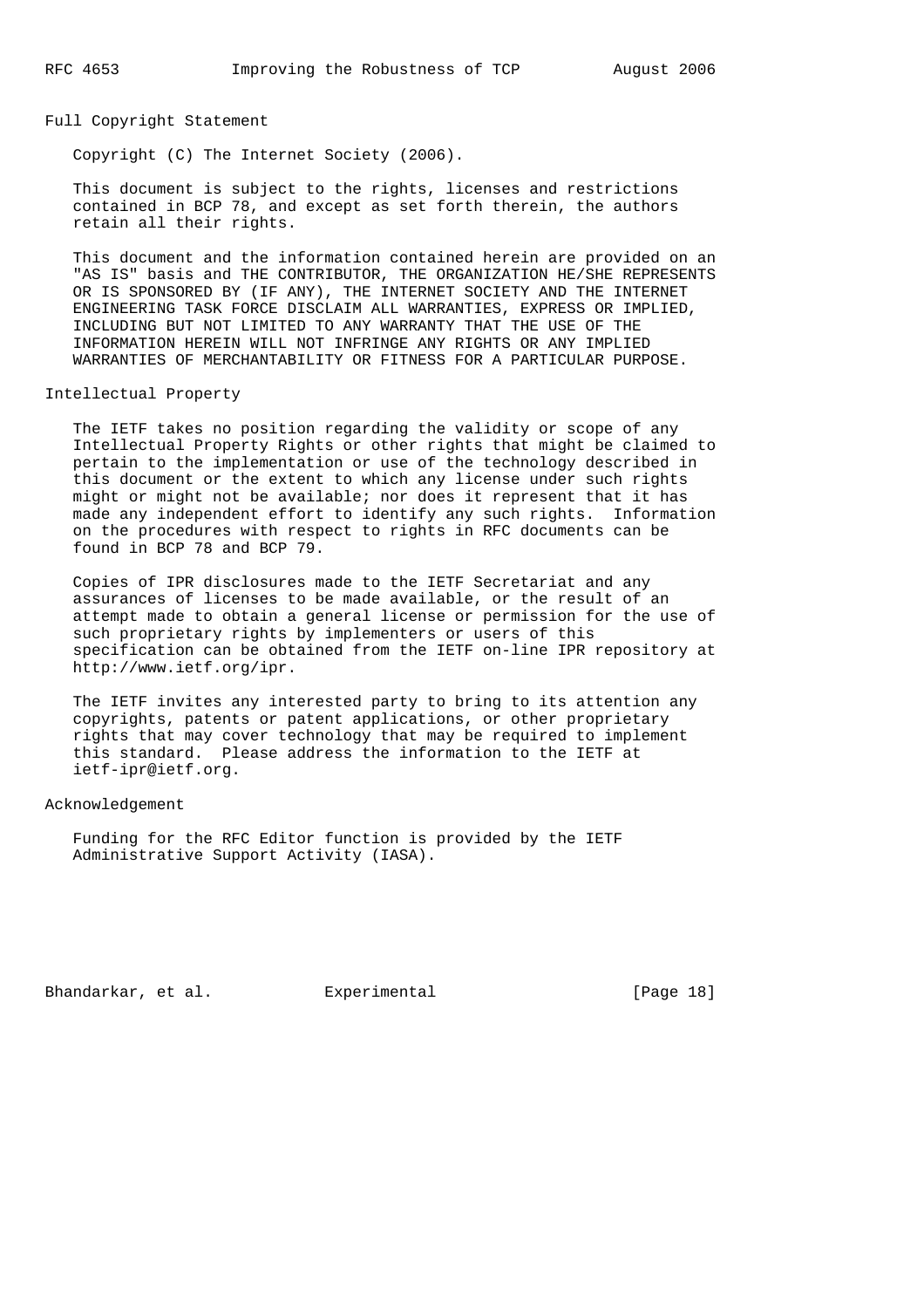## Full Copyright Statement

Copyright (C) The Internet Society (2006).

This document is subject to the rights, licenses and restrictions contained in BCP 78, and except as set forth therein, the authors retain all their rights.

This document and the information contained herein are provided on an "AS IS" basis and THE CONTRIBUTOR, THE ORGANIZATION HE/SHE REPRESENTS OR IS SPONSORED BY (IF ANY), THE INTERNET SOCIETY AND THE INTERNET ENGINEERING TASK FORCE DISCLAIM ALL WARRANTIES, EXPRESS OR IMPLIED, INCLUDING BUT NOT LIMITED TO ANY WARRANTY THAT THE USE OF THE INFORMATION HEREIN WILL NOT INFRINGE ANY RIGHTS OR ANY IMPLIED WARRANTIES OF MERCHANTABILITY OR FITNESS FOR A PARTICULAR PURPOSE.

## Intellectual Property

The IETF takes no position regarding the validity or scope of any Intellectual Property Rights or other rights that might be claimed to pertain to the implementation or use of the technology described in this document or the extent to which any license under such rights might or might not be available; nor does it represent that it has made any independent effort to identify any such rights. Information on the procedures with respect to rights in RFC documents can be found in BCP 78 and BCP 79.

Copies of IPR disclosures made to the IETF Secretariat and any assurances of licenses to be made available, or the result of an attempt made to obtain a general license or permission for the use of such proprietary rights by implementers or users of this specification can be obtained from the IETF on-line IPR repository at http://www.ietf.org/ipr.

The IETF invites any interested party to bring to its attention any copyrights, patents or patent applications, or other proprietary rights that may cover technology that may be required to implement this standard. Please address the information to the IETF at ietf-ipr@ietf.org.

## Acknowledgement

Funding for the RFC Editor function is provided by the IETF Administrative Support Activity (IASA).